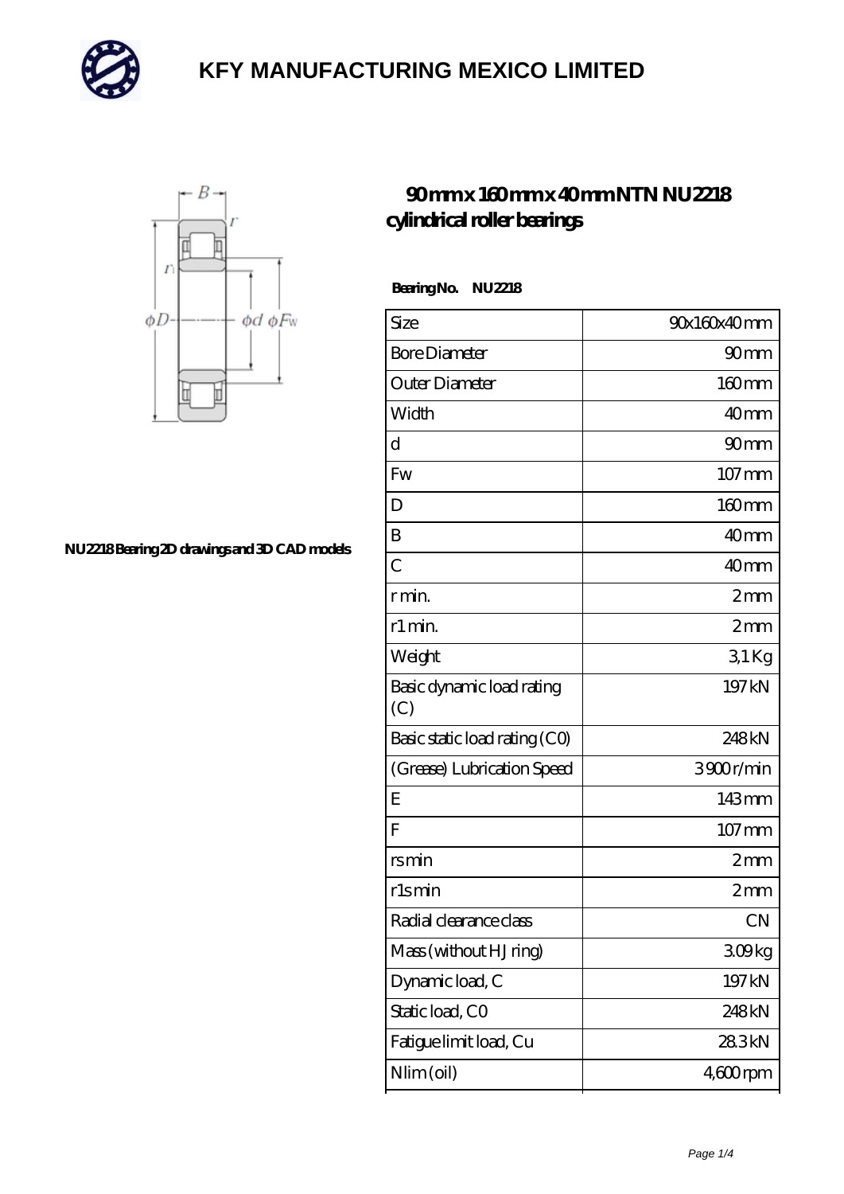# KFY MANUFACTURING MEXICO LIMITED

## 90 mm x 160 mm x 40 mm NTN NU2218 cylindrical roller bearings

NU2218 Bearing 2D drawings and 3D CAD models

**Bearing No. NU2218**

| Size | 90x160x40 mm |
|---|---|
| Bore Diameter | 90 mm |
| Outer Diameter | 160 mm |
| Width | 40 mm |
| d | 90 mm |
| Fw | 107 mm |
| D | 160 mm |
| B | 40 mm |
| C | 40 mm |
| r min. | 2 mm |
| r1 min. | 2 mm |
| Weight | 3,1 Kg |
| Basic dynamic load rating (C) | 197 kN |
| Basic static load rating (C0) | 248 kN |
| (Grease) Lubrication Speed | 3900 r/min |
| E | 143 mm |
| F | 107 mm |
| rs min | 2 mm |
| r1s min | 2 mm |
| Radial clearance class | CN |
| Mass (without HJ ring) | 3.09 kg |
| Dynamic load, C | 197 kN |
| Static load, C0 | 248 kN |
| Fatigue limit load, Cu | 28.3 kN |
| Nlim (oil) | 4,600 rpm |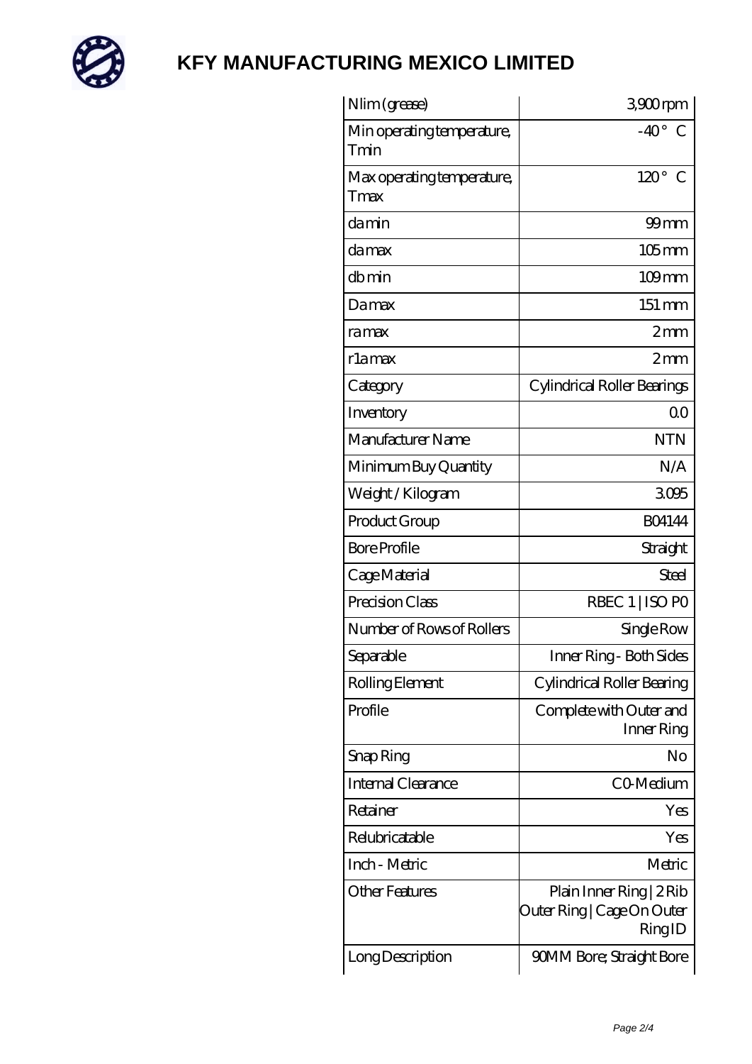# KFY MANUFACTURING MEXICO LIMITED

| | |
|---|---|
| Nlim (grease) | 3,900 rpm |
| Min operating temperature, Tmin | -40 ° C |
| Max operating temperature, Tmax | 120 ° C |
| da min | 99 mm |
| da max | 105 mm |
| db min | 109 mm |
| Da max | 151 mm |
| ra max | 2 mm |
| r1a max | 2 mm |
| Category | Cylindrical Roller Bearings |
| Inventory | 0.0 |
| Manufacturer Name | NTN |
| Minimum Buy Quantity | N/A |
| Weight / Kilogram | 3.095 |
| Product Group | B04144 |
| Bore Profile | Straight |
| Cage Material | Steel |
| Precision Class | RBEC 1 \| ISO P0 |
| Number of Rows of Rollers | Single Row |
| Separable | Inner Ring - Both Sides |
| Rolling Element | Cylindrical Roller Bearing |
| Profile | Complete with Outer and Inner Ring |
| Snap Ring | No |
| Internal Clearance | C0-Medium |
| Retainer | Yes |
| Relubricatable | Yes |
| Inch - Metric | Metric |
| Other Features | Plain Inner Ring \| 2 Rib Outer Ring \| Cage On Outer Ring ID |
| Long Description | 90MM Bore; Straight Bore |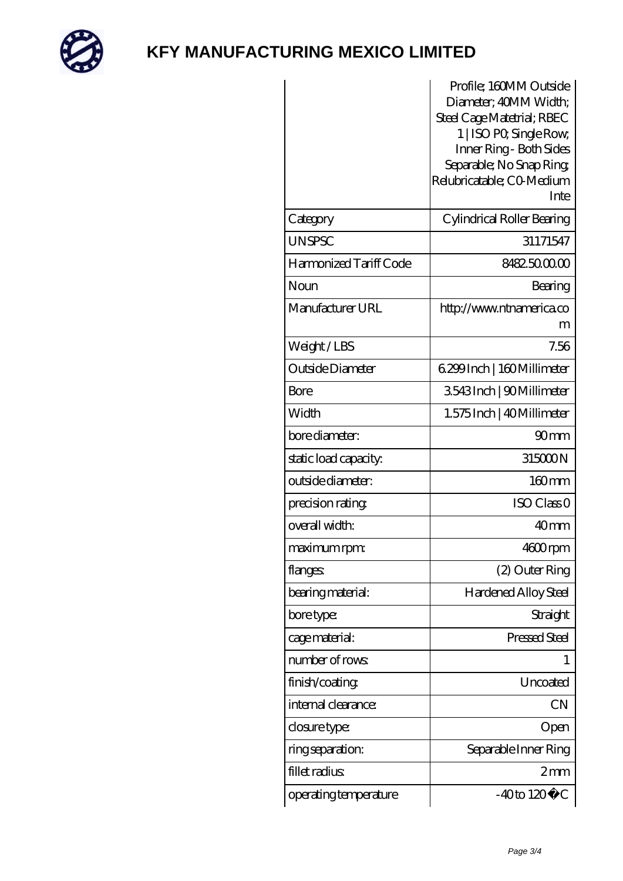# KFY MANUFACTURING MEXICO LIMITED

| | Profile; 160MM Outside Diameter; 40MM Width; Steel Cage Matetrial; RBEC 1 \| ISO P0; Single Row; Inner Ring - Both Sides Separable; No Snap Ring; Relubricatable; C0-Medium Inte |
|---|---|
| Category | Cylindrical Roller Bearing |
| UNSPSC | 31171547 |
| Harmonized Tariff Code | 8482.50.00.00 |
| Noun | Bearing |
| Manufacturer URL | http://www.ntnamerica.com |
| Weight / LBS | 7.56 |
| Outside Diameter | 6.299 Inch \| 160 Millimeter |
| Bore | 3.543 Inch \| 90 Millimeter |
| Width | 1.575 Inch \| 40 Millimeter |
| bore diameter: | 90 mm |
| static load capacity: | 315000 N |
| outside diameter: | 160 mm |
| precision rating: | ISO Class 0 |
| overall width: | 40 mm |
| maximum rpm: | 4600 rpm |
| flanges: | (2) Outer Ring |
| bearing material: | Hardened Alloy Steel |
| bore type: | Straight |
| cage material: | Pressed Steel |
| number of rows: | 1 |
| finish/coating: | Uncoated |
| internal clearance: | CN |
| closure type: | Open |
| ring separation: | Separable Inner Ring |
| fillet radius: | 2 mm |
| operating temperature | -40 to 120 �C |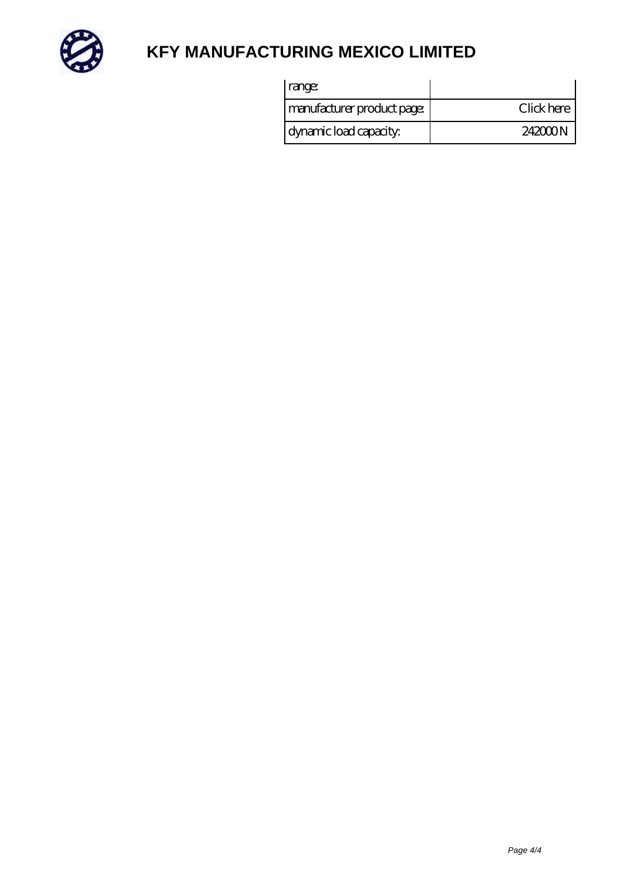| | |
|---|---|
| range: | |
| manufacturer product page: | Click here |
| dynamic load capacity: | 242000 N |